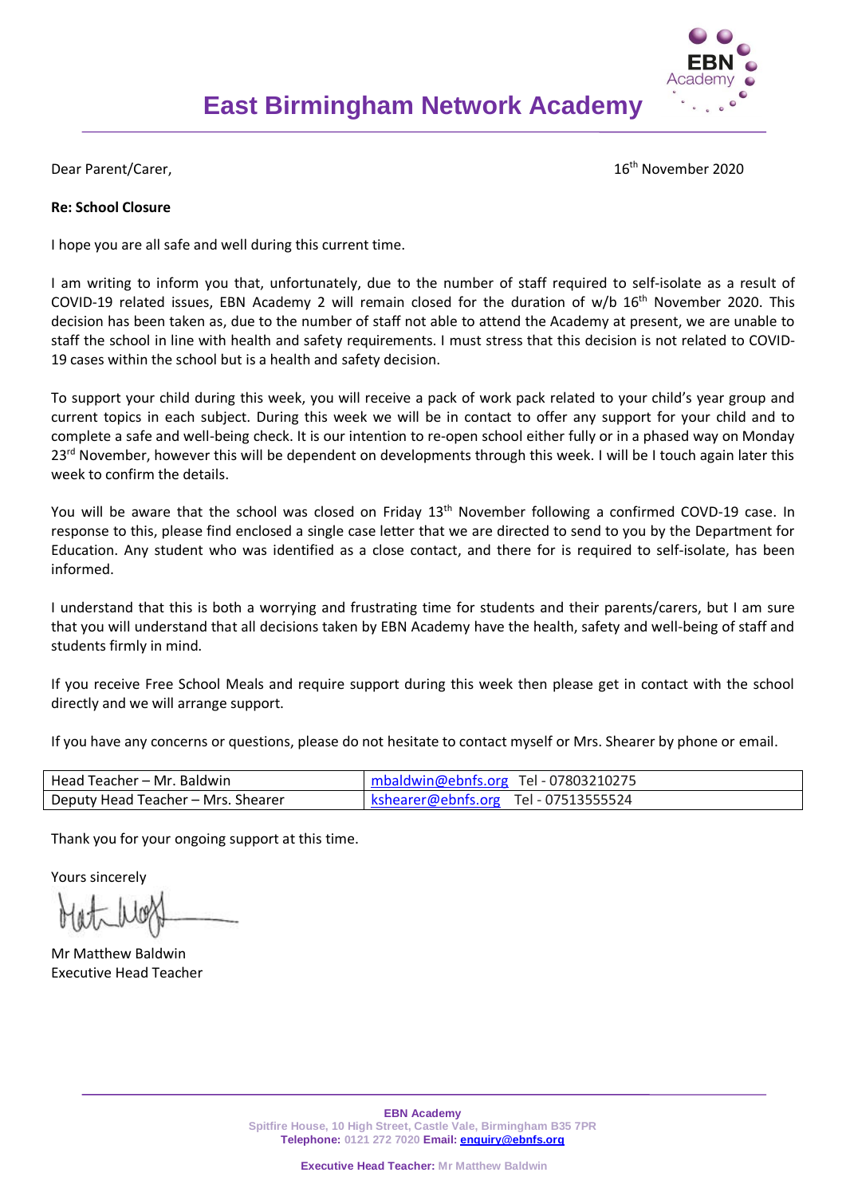# East Birmingham Network Academy

Dear Parent/Carer,

16th November 2020

**Re: School Closure**

I hope you are all safe and well during this current time.

I am writing to inform you that, unfortunately, due to the number of staff required to self-isolate as a result of COVID-19 related issues, EBN Academy 2 will remain closed for the duration of w/b 16th November 2020. This decision has been taken as, due to the number of staff not able to attend the Academy at present, we are unable to staff the school in line with health and safety requirements. I must stress that this decision is not related to COVID-19 cases within the school but is a health and safety decision.

To support your child during this week, you will receive a pack of work pack related to your child's year group and current topics in each subject. During this week we will be in contact to offer any support for your child and to complete a safe and well-being check. It is our intention to re-open school either fully or in a phased way on Monday 23rd November, however this will be dependent on developments through this week. I will be I touch again later this week to confirm the details.

You will be aware that the school was closed on Friday 13th November following a confirmed COVD-19 case. In response to this, please find enclosed a single case letter that we are directed to send to you by the Department for Education. Any student who was identified as a close contact, and there for is required to self-isolate, has been informed.

I understand that this is both a worrying and frustrating time for students and their parents/carers, but I am sure that you will understand that all decisions taken by EBN Academy have the health, safety and well-being of staff and students firmly in mind.

If you receive Free School Meals and require support during this week then please get in contact with the school directly and we will arrange support.

If you have any concerns or questions, please do not hesitate to contact myself or Mrs. Shearer by phone or email.

| Head Teacher – Mr. Baldwin | mbaldwin@ebnfs.org Tel - 07803210275 |
|---|---|
| Deputy Head Teacher – Mrs. Shearer | kshearer@ebnfs.org Tel - 07513555524 |

Thank you for your ongoing support at this time.

Yours sincerely

Mr Matthew Baldwin
Executive Head Teacher

**EBN Academy**
Spitfire House, 10 High Street, Castle Vale, Birmingham B35 7PR
**Telephone:** 0121 272 7020 **Email:** enquiry@ebnfs.org

**Executive Head Teacher:** Mr Matthew Baldwin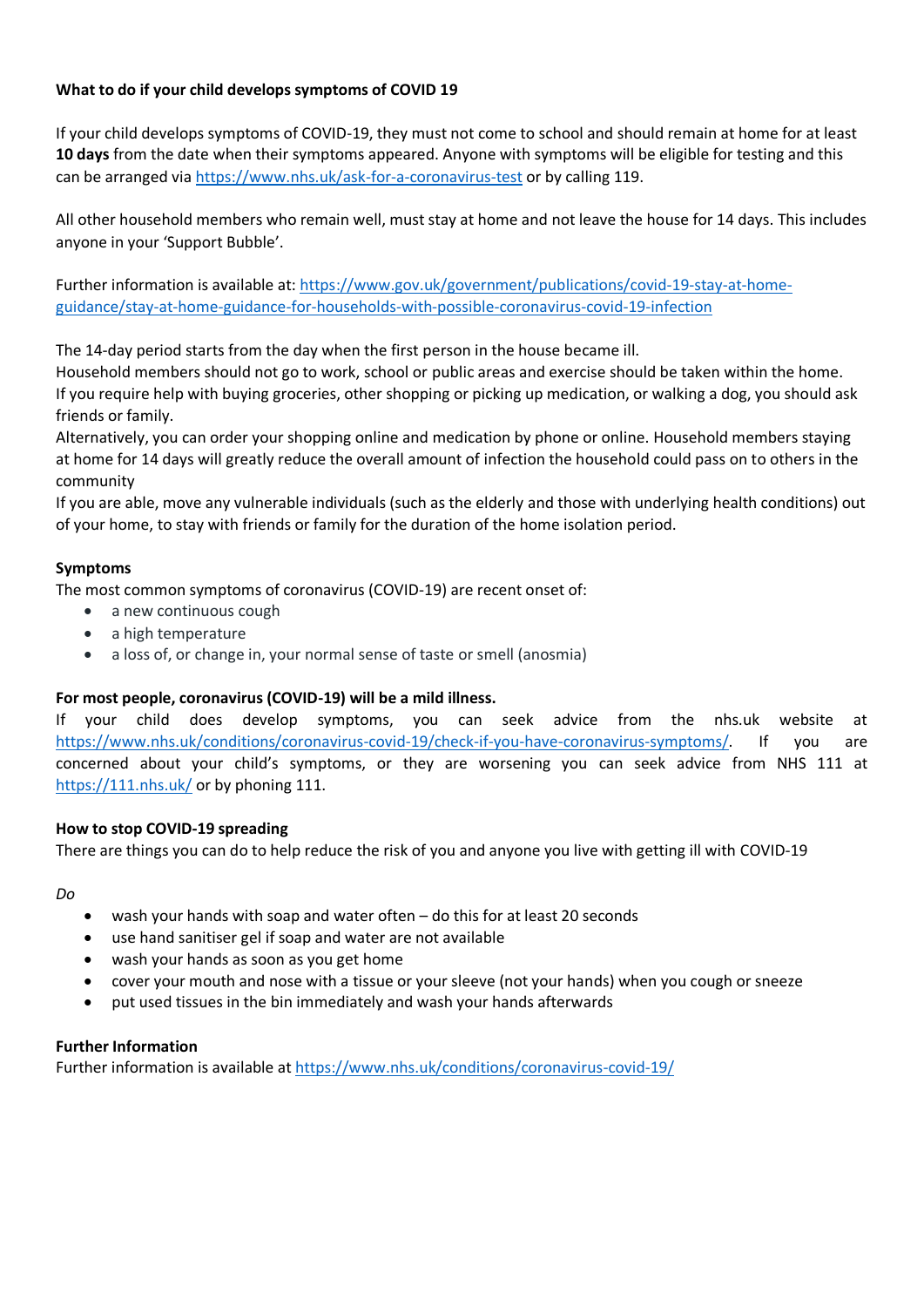**What to do if your child develops symptoms of COVID 19**

If your child develops symptoms of COVID-19, they must not come to school and should remain at home for at least **10 days** from the date when their symptoms appeared. Anyone with symptoms will be eligible for testing and this can be arranged via https://www.nhs.uk/ask-for-a-coronavirus-test or by calling 119.

All other household members who remain well, must stay at home and not leave the house for 14 days. This includes anyone in your 'Support Bubble'.

Further information is available at: https://www.gov.uk/government/publications/covid-19-stay-at-home-guidance/stay-at-home-guidance-for-households-with-possible-coronavirus-covid-19-infection

The 14-day period starts from the day when the first person in the house became ill.
Household members should not go to work, school or public areas and exercise should be taken within the home.
If you require help with buying groceries, other shopping or picking up medication, or walking a dog, you should ask friends or family.
Alternatively, you can order your shopping online and medication by phone or online. Household members staying at home for 14 days will greatly reduce the overall amount of infection the household could pass on to others in the community
If you are able, move any vulnerable individuals (such as the elderly and those with underlying health conditions) out of your home, to stay with friends or family for the duration of the home isolation period.

**Symptoms**
The most common symptoms of coronavirus (COVID-19) are recent onset of:

- a new continuous cough
- a high temperature
- a loss of, or change in, your normal sense of taste or smell (anosmia)

**For most people, coronavirus (COVID-19) will be a mild illness.**
If your child does develop symptoms, you can seek advice from the nhs.uk website at https://www.nhs.uk/conditions/coronavirus-covid-19/check-if-you-have-coronavirus-symptoms/. If you are concerned about your child's symptoms, or they are worsening you can seek advice from NHS 111 at https://111.nhs.uk/ or by phoning 111.

**How to stop COVID-19 spreading**
There are things you can do to help reduce the risk of you and anyone you live with getting ill with COVID-19

*Do*

- wash your hands with soap and water often – do this for at least 20 seconds
- use hand sanitiser gel if soap and water are not available
- wash your hands as soon as you get home
- cover your mouth and nose with a tissue or your sleeve (not your hands) when you cough or sneeze
- put used tissues in the bin immediately and wash your hands afterwards

**Further Information**
Further information is available at https://www.nhs.uk/conditions/coronavirus-covid-19/